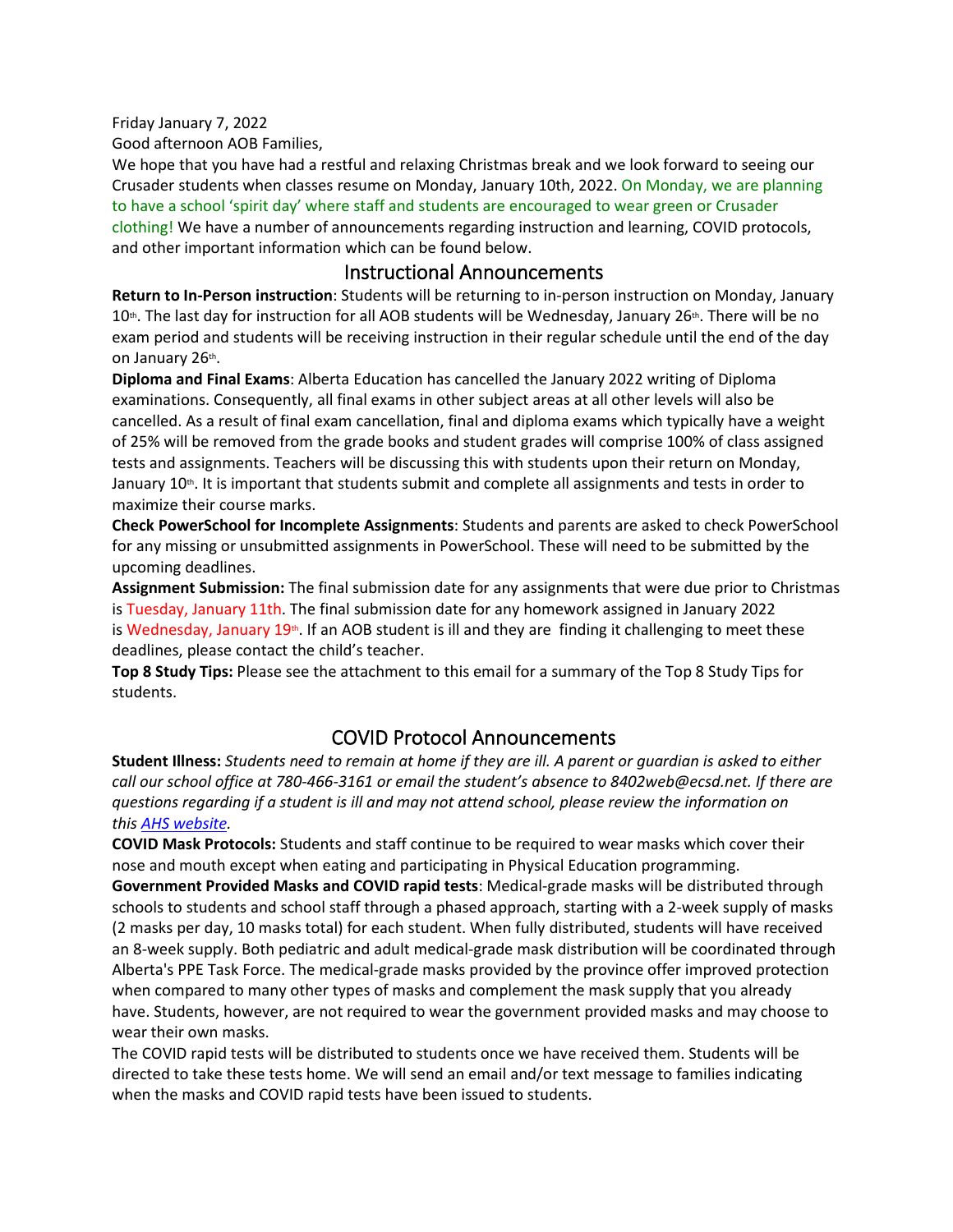Friday January 7, 2022

Good afternoon AOB Families,

We hope that you have had a restful and relaxing Christmas break and we look forward to seeing our Crusader students when classes resume on Monday, January 10th, 2022. On Monday, we are planning to have a school 'spirit day' where staff and students are encouraged to wear green or Crusader clothing! We have a number of announcements regarding instruction and learning, COVID protocols, and other important information which can be found below.

## Instructional Announcements

**Return to In-Person instruction**: Students will be returning to in-person instruction on Monday, January 10th. The last day for instruction for all AOB students will be Wednesday, January 26th. There will be no exam period and students will be receiving instruction in their regular schedule until the end of the day on January 26th.

**Diploma and Final Exams**: Alberta Education has cancelled the January 2022 writing of Diploma examinations. Consequently, all final exams in other subject areas at all other levels will also be cancelled. As a result of final exam cancellation, final and diploma exams which typically have a weight of 25% will be removed from the grade books and student grades will comprise 100% of class assigned tests and assignments. Teachers will be discussing this with students upon their return on Monday, January 10th. It is important that students submit and complete all assignments and tests in order to maximize their course marks.

**Check PowerSchool for Incomplete Assignments**: Students and parents are asked to check PowerSchool for any missing or unsubmitted assignments in PowerSchool. These will need to be submitted by the upcoming deadlines.

**Assignment Submission:** The final submission date for any assignments that were due prior to Christmas is Tuesday, January 11th. The final submission date for any homework assigned in January 2022 is Wednesday, January 19th. If an AOB student is ill and they are finding it challenging to meet these deadlines, please contact the child's teacher.

**Top 8 Study Tips:** Please see the attachment to this email for a summary of the Top 8 Study Tips for students.

## COVID Protocol Announcements

**Student Illness:** *Students need to remain at home if they are ill. A parent or guardian is asked to either call our school office at 780-466-3161 or email the student's absence to 8402web@ecsd.net. If there are questions regarding if a student is ill and may not attend school, please review the information on this [AHS website](AHS website).*

**COVID Mask Protocols:** Students and staff continue to be required to wear masks which cover their nose and mouth except when eating and participating in Physical Education programming.

**Government Provided Masks and COVID rapid tests**: Medical-grade masks will be distributed through schools to students and school staff through a phased approach, starting with a 2-week supply of masks (2 masks per day, 10 masks total) for each student. When fully distributed, students will have received an 8-week supply. Both pediatric and adult medical-grade mask distribution will be coordinated through Alberta's PPE Task Force. The medical-grade masks provided by the province offer improved protection when compared to many other types of masks and complement the mask supply that you already have. Students, however, are not required to wear the government provided masks and may choose to wear their own masks.

The COVID rapid tests will be distributed to students once we have received them. Students will be directed to take these tests home. We will send an email and/or text message to families indicating when the masks and COVID rapid tests have been issued to students.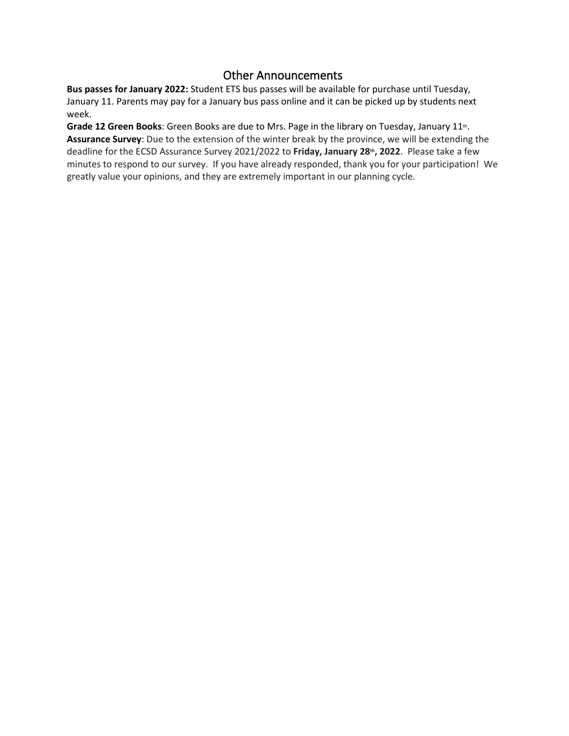## Other Announcements

**Bus passes for January 2022:** Student ETS bus passes will be available for purchase until Tuesday, January 11. Parents may pay for a January bus pass online and it can be picked up by students next week.

**Grade 12 Green Books**: Green Books are due to Mrs. Page in the library on Tuesday, January 11th.

**Assurance Survey**: Due to the extension of the winter break by the province, we will be extending the deadline for the ECSD Assurance Survey 2021/2022 to **Friday, January 28th, 2022**. Please take a few minutes to respond to our survey. If you have already responded, thank you for your participation! We greatly value your opinions, and they are extremely important in our planning cycle.